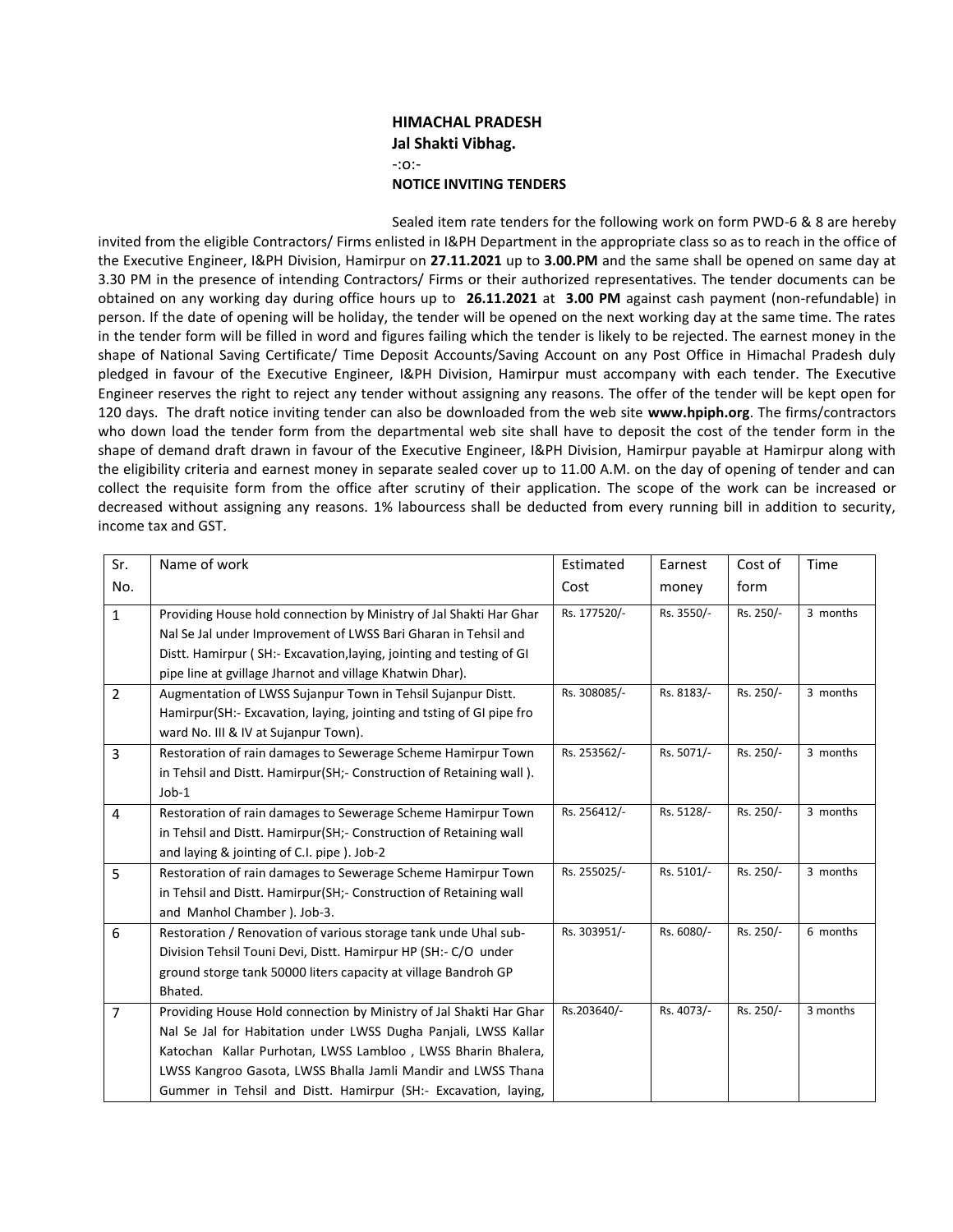**HIMACHAL PRADESH**
**Jal Shakti Vibhag.**
-:o:-
**NOTICE INVITING TENDERS**

Sealed item rate tenders for the following work on form PWD-6 & 8 are hereby invited from the eligible Contractors/ Firms enlisted in I&PH Department in the appropriate class so as to reach in the office of the Executive Engineer, I&PH Division, Hamirpur on **27.11.2021** up to **3.00.PM** and the same shall be opened on same day at 3.30 PM in the presence of intending Contractors/ Firms or their authorized representatives. The tender documents can be obtained on any working day during office hours up to **26.11.2021** at **3.00 PM** against cash payment (non-refundable) in person. If the date of opening will be holiday, the tender will be opened on the next working day at the same time. The rates in the tender form will be filled in word and figures failing which the tender is likely to be rejected. The earnest money in the shape of National Saving Certificate/ Time Deposit Accounts/Saving Account on any Post Office in Himachal Pradesh duly pledged in favour of the Executive Engineer, I&PH Division, Hamirpur must accompany with each tender. The Executive Engineer reserves the right to reject any tender without assigning any reasons. The offer of the tender will be kept open for 120 days. The draft notice inviting tender can also be downloaded from the web site **www.hpiph.org**. The firms/contractors who down load the tender form from the departmental web site shall have to deposit the cost of the tender form in the shape of demand draft drawn in favour of the Executive Engineer, I&PH Division, Hamirpur payable at Hamirpur along with the eligibility criteria and earnest money in separate sealed cover up to 11.00 A.M. on the day of opening of tender and can collect the requisite form from the office after scrutiny of their application. The scope of the work can be increased or decreased without assigning any reasons. 1% labourcess shall be deducted from every running bill in addition to security, income tax and GST.

| Sr. No. | Name of work | Estimated Cost | Earnest money | Cost of form | Time |
|---|---|---|---|---|---|
| 1 | Providing House hold connection by Ministry of Jal Shakti Har Ghar Nal Se Jal under Improvement of LWSS Bari Gharan in Tehsil and Distt. Hamirpur ( SH:- Excavation,laying, jointing and testing of GI pipe line at gvillage Jharnot and village Khatwin Dhar). | Rs. 177520/- | Rs. 3550/- | Rs. 250/- | 3 months |
| 2 | Augmentation of LWSS Sujanpur Town in Tehsil Sujanpur Distt. Hamirpur(SH:- Excavation, laying, jointing and tsting of GI pipe fro ward No. III & IV at Sujanpur Town). | Rs. 308085/- | Rs. 8183/- | Rs. 250/- | 3 months |
| 3 | Restoration of rain damages to Sewerage Scheme Hamirpur Town in Tehsil and Distt. Hamirpur(SH;- Construction of Retaining wall ). Job-1 | Rs. 253562/- | Rs. 5071/- | Rs. 250/- | 3 months |
| 4 | Restoration of rain damages to Sewerage Scheme Hamirpur Town in Tehsil and Distt. Hamirpur(SH;- Construction of Retaining wall and laying & jointing of C.I. pipe ). Job-2 | Rs. 256412/- | Rs. 5128/- | Rs. 250/- | 3 months |
| 5 | Restoration of rain damages to Sewerage Scheme Hamirpur Town in Tehsil and Distt. Hamirpur(SH;- Construction of Retaining wall and Manhol Chamber ). Job-3. | Rs. 255025/- | Rs. 5101/- | Rs. 250/- | 3 months |
| 6 | Restoration / Renovation of various storage tank unde Uhal sub-Division Tehsil Touni Devi, Distt. Hamirpur HP (SH:- C/O under ground storge tank 50000 liters capacity at village Bandroh GP Bhated. | Rs. 303951/- | Rs. 6080/- | Rs. 250/- | 6 months |
| 7 | Providing House Hold connection by Ministry of Jal Shakti Har Ghar Nal Se Jal for Habitation under LWSS Dugha Panjali, LWSS Kallar Katochan Kallar Purhotan, LWSS Lambloo , LWSS Bharin Bhalera, LWSS Kangroo Gasota, LWSS Bhalla Jamli Mandir and LWSS Thana Gummer in Tehsil and Distt. Hamirpur (SH:- Excavation, laying, | Rs.203640/- | Rs. 4073/- | Rs. 250/- | 3 months |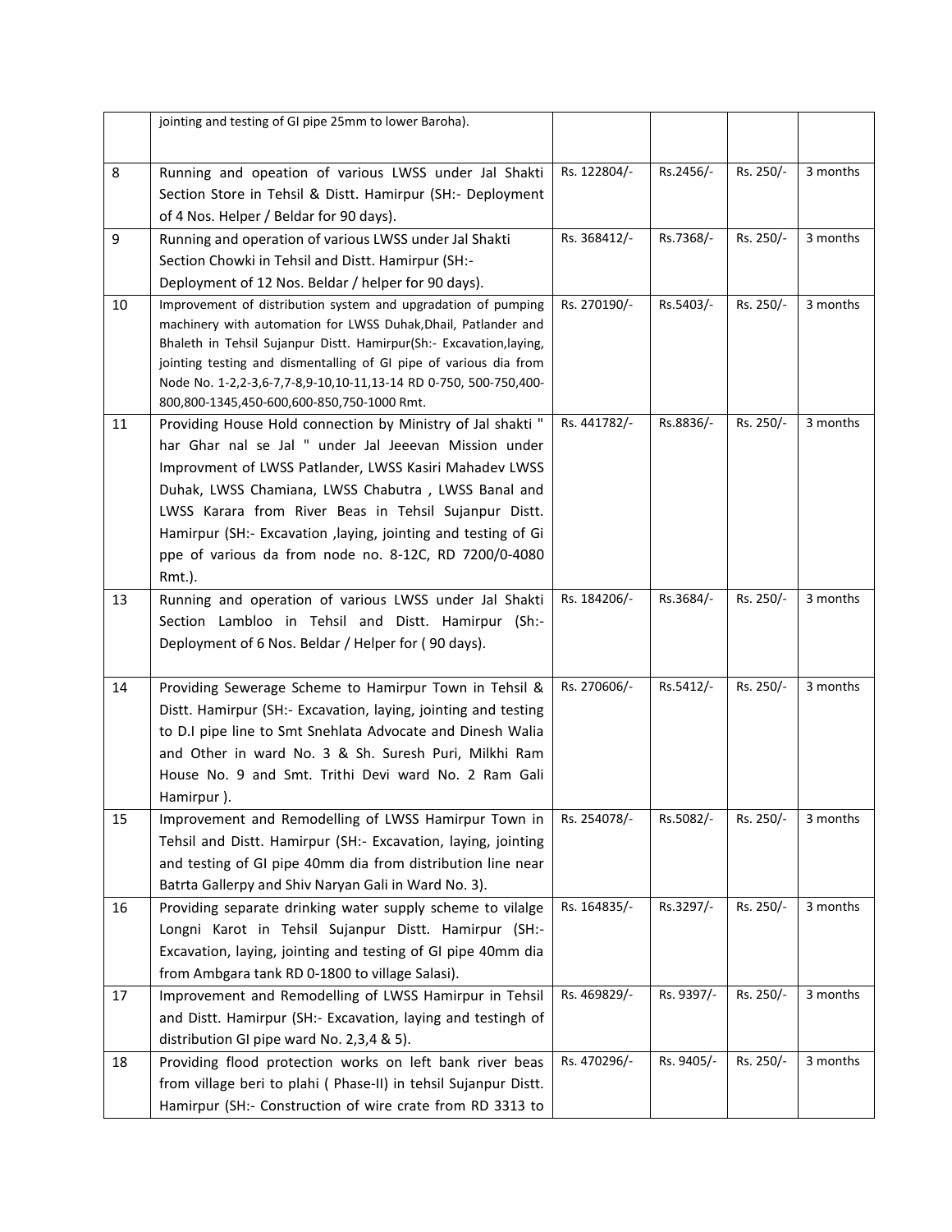| | | | | | |
|---|---|---|---|---|---|
| | jointing and testing of GI pipe 25mm to lower Baroha). | | | | |
| 8 | Running and opeation of various LWSS under Jal Shakti Section Store in Tehsil & Distt. Hamirpur (SH:- Deployment of 4 Nos. Helper / Beldar for 90 days). | Rs. 122804/- | Rs.2456/- | Rs. 250/- | 3 months |
| 9 | Running and operation of various LWSS under Jal Shakti Section Chowki in Tehsil and Distt. Hamirpur (SH:- Deployment of 12 Nos. Beldar / helper for 90 days). | Rs. 368412/- | Rs.7368/- | Rs. 250/- | 3 months |
| 10 | Improvement of distribution system and upgradation of pumping machinery with automation for LWSS Duhak,Dhail, Patlander and Bhaleth in Tehsil Sujanpur Distt. Hamirpur(Sh:- Excavation,laying, jointing testing and dismentalling of GI pipe of various dia from Node No. 1-2,2-3,6-7,7-8,9-10,10-11,13-14 RD 0-750, 500-750,400-800,800-1345,450-600,600-850,750-1000 Rmt. | Rs. 270190/- | Rs.5403/- | Rs. 250/- | 3 months |
| 11 | Providing House Hold connection by Ministry of Jal shakti " har Ghar nal se Jal " under Jal Jeeevan Mission under Improvment of LWSS Patlander, LWSS Kasiri Mahadev LWSS Duhak, LWSS Chamiana, LWSS Chabutra , LWSS Banal and LWSS Karara from River Beas in Tehsil Sujanpur Distt. Hamirpur (SH:- Excavation ,laying, jointing and testing of Gi ppe of various da from node no. 8-12C, RD 7200/0-4080 Rmt.). | Rs. 441782/- | Rs.8836/- | Rs. 250/- | 3 months |
| 13 | Running and operation of various LWSS under Jal Shakti Section Lambloo in Tehsil and Distt. Hamirpur (Sh:- Deployment of 6 Nos. Beldar / Helper for ( 90 days). | Rs. 184206/- | Rs.3684/- | Rs. 250/- | 3 months |
| 14 | Providing Sewerage Scheme to Hamirpur Town in Tehsil & Distt. Hamirpur (SH:- Excavation, laying, jointing and testing to D.I pipe line to Smt Snehlata Advocate and Dinesh Walia and Other in ward No. 3 & Sh. Suresh Puri, Milkhi Ram House No. 9 and Smt. Trithi Devi ward No. 2 Ram Gali Hamirpur ). | Rs. 270606/- | Rs.5412/- | Rs. 250/- | 3 months |
| 15 | Improvement and Remodelling of LWSS Hamirpur Town in Tehsil and Distt. Hamirpur (SH:- Excavation, laying, jointing and testing of GI pipe 40mm dia from distribution line near Batrta Gallerpy and Shiv Naryan Gali in Ward No. 3). | Rs. 254078/- | Rs.5082/- | Rs. 250/- | 3 months |
| 16 | Providing separate drinking water supply scheme to vilalge Longni Karot in Tehsil Sujanpur Distt. Hamirpur (SH:- Excavation, laying, jointing and testing of GI pipe 40mm dia from Ambgara tank RD 0-1800 to village Salasi). | Rs. 164835/- | Rs.3297/- | Rs. 250/- | 3 months |
| 17 | Improvement and Remodelling of LWSS Hamirpur in Tehsil and Distt. Hamirpur (SH:- Excavation, laying and testingh of distribution GI pipe ward No. 2,3,4 & 5). | Rs. 469829/- | Rs. 9397/- | Rs. 250/- | 3 months |
| 18 | Providing flood protection works on left bank river beas from village beri to plahi ( Phase-II) in tehsil Sujanpur Distt. Hamirpur (SH:- Construction of wire crate from RD 3313 to | Rs. 470296/- | Rs. 9405/- | Rs. 250/- | 3 months |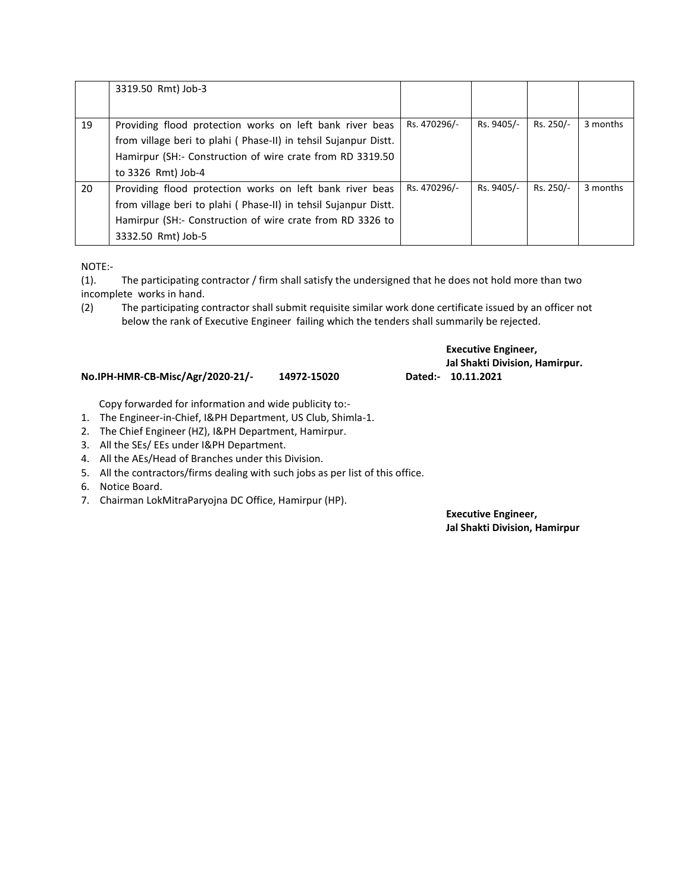| | | | | | |
|---|---|---|---|---|---|
| | 3319.50 Rmt) Job-3 | | | | |
| 19 | Providing flood protection works on left bank river beas from village beri to plahi ( Phase-II) in tehsil Sujanpur Distt. Hamirpur (SH:- Construction of wire crate from RD 3319.50 to 3326 Rmt) Job-4 | Rs. 470296/- | Rs. 9405/- | Rs. 250/- | 3 months |
| 20 | Providing flood protection works on left bank river beas from village beri to plahi ( Phase-II) in tehsil Sujanpur Distt. Hamirpur (SH:- Construction of wire crate from RD 3326 to 3332.50 Rmt) Job-5 | Rs. 470296/- | Rs. 9405/- | Rs. 250/- | 3 months |

NOTE:-

(1). The participating contractor / firm shall satisfy the undersigned that he does not hold more than two incomplete works in hand.

(2) The participating contractor shall submit requisite similar work done certificate issued by an officer not below the rank of Executive Engineer failing which the tenders shall summarily be rejected.

**Executive Engineer,**
**Jal Shakti Division, Hamirpur.**

**No.IPH-HMR-CB-Misc/Agr/2020-21/- 14972-15020 Dated:- 10.11.2021**

Copy forwarded for information and wide publicity to:-

1. The Engineer-in-Chief, I&PH Department, US Club, Shimla-1.
2. The Chief Engineer (HZ), I&PH Department, Hamirpur.
3. All the SEs/ EEs under I&PH Department.
4. All the AEs/Head of Branches under this Division.
5. All the contractors/firms dealing with such jobs as per list of this office.
6. Notice Board.
7. Chairman LokMitraParyojna DC Office, Hamirpur (HP).

**Executive Engineer,**
**Jal Shakti Division, Hamirpur**